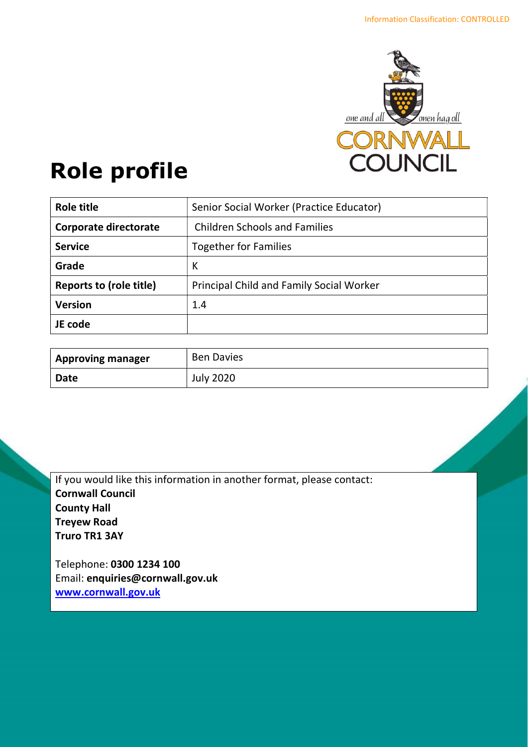Information Classification: CONTROLLED

# Role profile

| Role title | Senior Social Worker (Practice Educator) |
|---|---|
| Corporate directorate | Children Schools and Families |
| Service | Together for Families |
| Grade | K |
| Reports to (role title) | Principal Child and Family Social Worker |
| Version | 1.4 |
| JE code | |

| Approving manager | Ben Davies |
|---|---|
| Date | July 2020 |

If you would like this information in another format, please contact:
**Cornwall Council**
**County Hall**
**Treyew Road**
**Truro TR1 3AY**

Telephone: **0300 1234 100**
Email: **enquiries@cornwall.gov.uk**
**www.cornwall.gov.uk**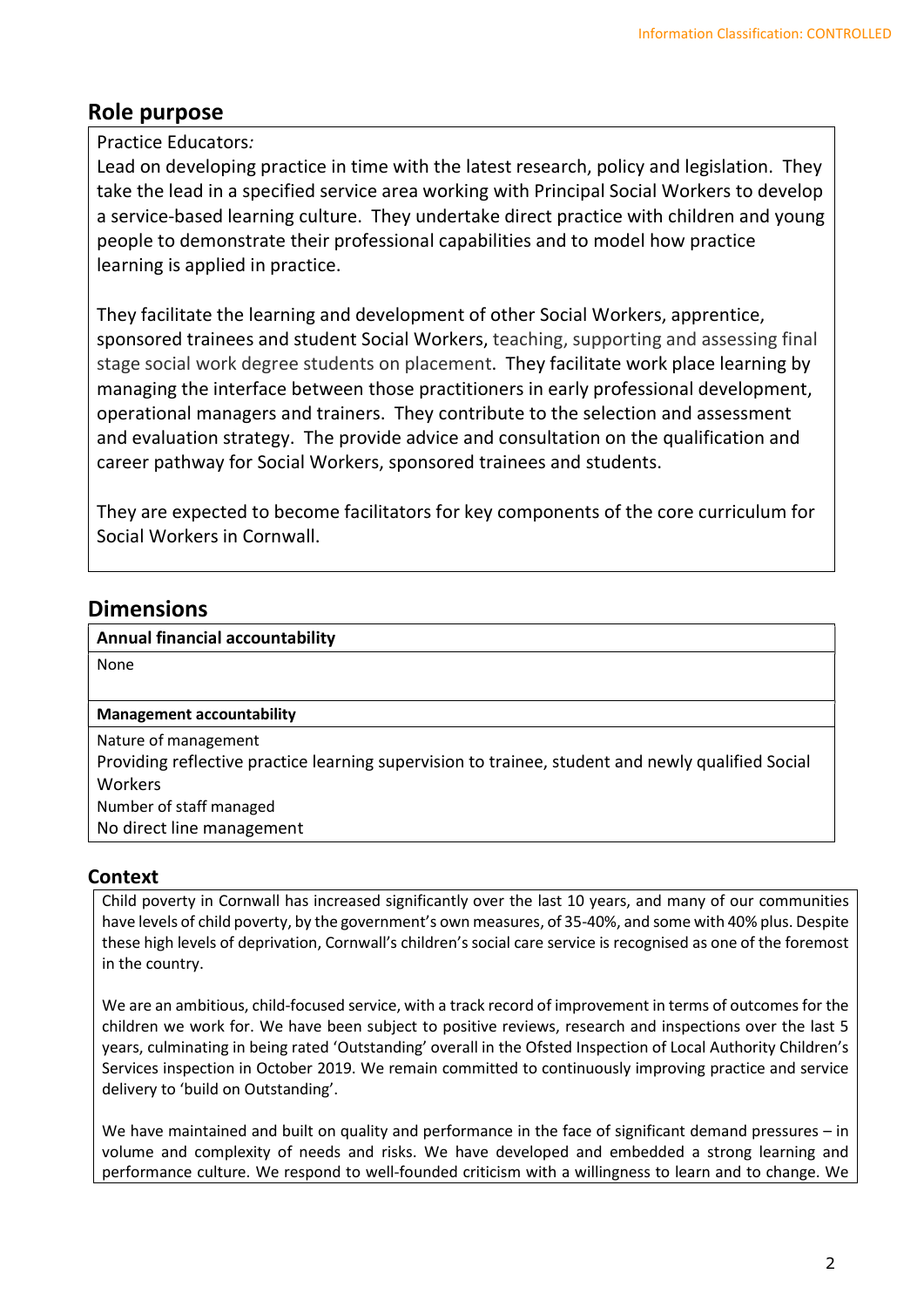## Role purpose

Practice Educators*:*
Lead on developing practice in time with the latest research, policy and legislation. They take the lead in a specified service area working with Principal Social Workers to develop a service-based learning culture. They undertake direct practice with children and young people to demonstrate their professional capabilities and to model how practice learning is applied in practice.

They facilitate the learning and development of other Social Workers, apprentice, sponsored trainees and student Social Workers, teaching, supporting and assessing final stage social work degree students on placement. They facilitate work place learning by managing the interface between those practitioners in early professional development, operational managers and trainers. They contribute to the selection and assessment and evaluation strategy. The provide advice and consultation on the qualification and career pathway for Social Workers, sponsored trainees and students.

They are expected to become facilitators for key components of the core curriculum for Social Workers in Cornwall.

## Dimensions

**Annual financial accountability**

None

**Management accountability**

Nature of management
Providing reflective practice learning supervision to trainee, student and newly qualified Social Workers
Number of staff managed
No direct line management

### Context

Child poverty in Cornwall has increased significantly over the last 10 years, and many of our communities have levels of child poverty, by the government's own measures, of 35-40%, and some with 40% plus. Despite these high levels of deprivation, Cornwall's children's social care service is recognised as one of the foremost in the country.

We are an ambitious, child-focused service, with a track record of improvement in terms of outcomes for the children we work for. We have been subject to positive reviews, research and inspections over the last 5 years, culminating in being rated 'Outstanding' overall in the Ofsted Inspection of Local Authority Children's Services inspection in October 2019. We remain committed to continuously improving practice and service delivery to 'build on Outstanding'.

We have maintained and built on quality and performance in the face of significant demand pressures – in volume and complexity of needs and risks. We have developed and embedded a strong learning and performance culture. We respond to well-founded criticism with a willingness to learn and to change. We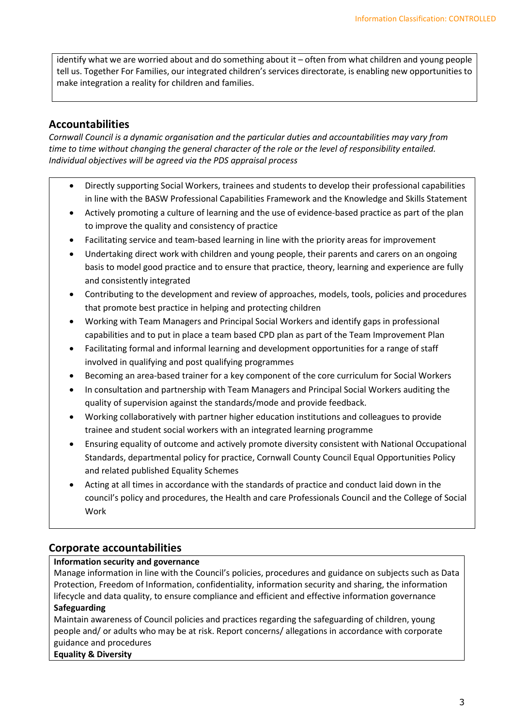identify what we are worried about and do something about it – often from what children and young people tell us. Together For Families, our integrated children's services directorate, is enabling new opportunities to make integration a reality for children and families.

## Accountabilities

*Cornwall Council is a dynamic organisation and the particular duties and accountabilities may vary from time to time without changing the general character of the role or the level of responsibility entailed. Individual objectives will be agreed via the PDS appraisal process*

- Directly supporting Social Workers, trainees and students to develop their professional capabilities in line with the BASW Professional Capabilities Framework and the Knowledge and Skills Statement
- Actively promoting a culture of learning and the use of evidence-based practice as part of the plan to improve the quality and consistency of practice
- Facilitating service and team-based learning in line with the priority areas for improvement
- Undertaking direct work with children and young people, their parents and carers on an ongoing basis to model good practice and to ensure that practice, theory, learning and experience are fully and consistently integrated
- Contributing to the development and review of approaches, models, tools, policies and procedures that promote best practice in helping and protecting children
- Working with Team Managers and Principal Social Workers and identify gaps in professional capabilities and to put in place a team based CPD plan as part of the Team Improvement Plan
- Facilitating formal and informal learning and development opportunities for a range of staff involved in qualifying and post qualifying programmes
- Becoming an area-based trainer for a key component of the core curriculum for Social Workers
- In consultation and partnership with Team Managers and Principal Social Workers auditing the quality of supervision against the standards/mode and provide feedback.
- Working collaboratively with partner higher education institutions and colleagues to provide trainee and student social workers with an integrated learning programme
- Ensuring equality of outcome and actively promote diversity consistent with National Occupational Standards, departmental policy for practice, Cornwall County Council Equal Opportunities Policy and related published Equality Schemes
- Acting at all times in accordance with the standards of practice and conduct laid down in the council's policy and procedures, the Health and care Professionals Council and the College of Social Work

## Corporate accountabilities

**Information security and governance**

Manage information in line with the Council's policies, procedures and guidance on subjects such as Data Protection, Freedom of Information, confidentiality, information security and sharing, the information lifecycle and data quality, to ensure compliance and efficient and effective information governance

**Safeguarding**

Maintain awareness of Council policies and practices regarding the safeguarding of children, young people and/ or adults who may be at risk. Report concerns/ allegations in accordance with corporate guidance and procedures

**Equality & Diversity**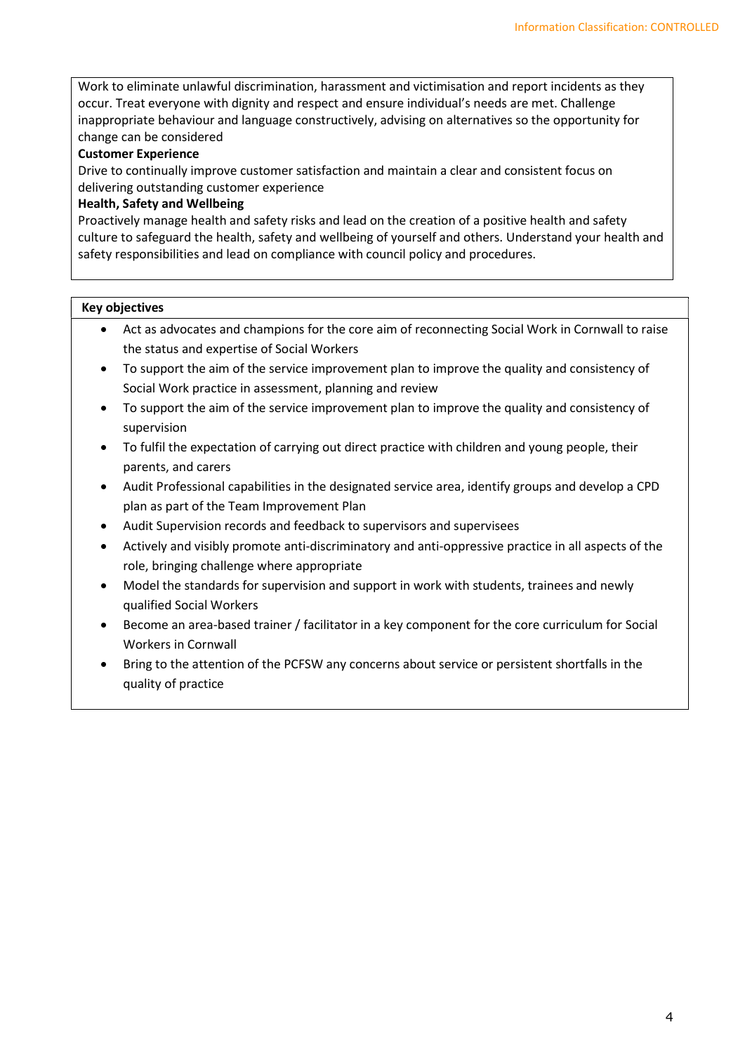Work to eliminate unlawful discrimination, harassment and victimisation and report incidents as they occur. Treat everyone with dignity and respect and ensure individual's needs are met. Challenge inappropriate behaviour and language constructively, advising on alternatives so the opportunity for change can be considered

**Customer Experience**

Drive to continually improve customer satisfaction and maintain a clear and consistent focus on delivering outstanding customer experience

**Health, Safety and Wellbeing**

Proactively manage health and safety risks and lead on the creation of a positive health and safety culture to safeguard the health, safety and wellbeing of yourself and others. Understand your health and safety responsibilities and lead on compliance with council policy and procedures.

**Key objectives**

- Act as advocates and champions for the core aim of reconnecting Social Work in Cornwall to raise the status and expertise of Social Workers
- To support the aim of the service improvement plan to improve the quality and consistency of Social Work practice in assessment, planning and review
- To support the aim of the service improvement plan to improve the quality and consistency of supervision
- To fulfil the expectation of carrying out direct practice with children and young people, their parents, and carers
- Audit Professional capabilities in the designated service area, identify groups and develop a CPD plan as part of the Team Improvement Plan
- Audit Supervision records and feedback to supervisors and supervisees
- Actively and visibly promote anti-discriminatory and anti-oppressive practice in all aspects of the role, bringing challenge where appropriate
- Model the standards for supervision and support in work with students, trainees and newly qualified Social Workers
- Become an area-based trainer / facilitator in a key component for the core curriculum for Social Workers in Cornwall
- Bring to the attention of the PCFSW any concerns about service or persistent shortfalls in the quality of practice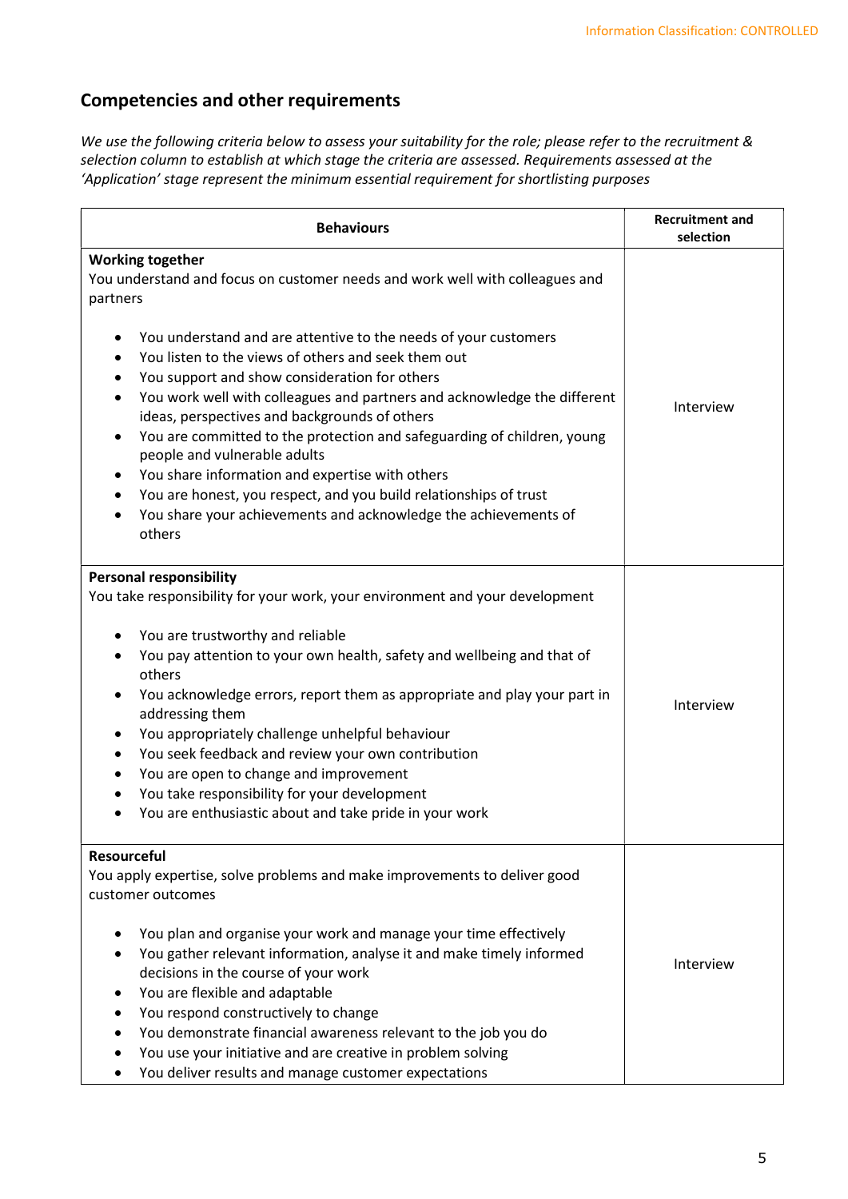## Competencies and other requirements

*We use the following criteria below to assess your suitability for the role; please refer to the recruitment & selection column to establish at which stage the criteria are assessed. Requirements assessed at the 'Application' stage represent the minimum essential requirement for shortlisting purposes*

| Behaviours | Recruitment and selection |
|---|---|
| **Working together**<br>You understand and focus on customer needs and work well with colleagues and partners<br><br>• You understand and are attentive to the needs of your customers<br>• You listen to the views of others and seek them out<br>• You support and show consideration for others<br>• You work well with colleagues and partners and acknowledge the different ideas, perspectives and backgrounds of others<br>• You are committed to the protection and safeguarding of children, young people and vulnerable adults<br>• You share information and expertise with others<br>• You are honest, you respect, and you build relationships of trust<br>• You share your achievements and acknowledge the achievements of others | Interview |
| **Personal responsibility**<br>You take responsibility for your work, your environment and your development<br><br>• You are trustworthy and reliable<br>• You pay attention to your own health, safety and wellbeing and that of others<br>• You acknowledge errors, report them as appropriate and play your part in addressing them<br>• You appropriately challenge unhelpful behaviour<br>• You seek feedback and review your own contribution<br>• You are open to change and improvement<br>• You take responsibility for your development<br>• You are enthusiastic about and take pride in your work | Interview |
| **Resourceful**<br>You apply expertise, solve problems and make improvements to deliver good customer outcomes<br><br>• You plan and organise your work and manage your time effectively<br>• You gather relevant information, analyse it and make timely informed decisions in the course of your work<br>• You are flexible and adaptable<br>• You respond constructively to change<br>• You demonstrate financial awareness relevant to the job you do<br>• You use your initiative and are creative in problem solving<br>• You deliver results and manage customer expectations | Interview |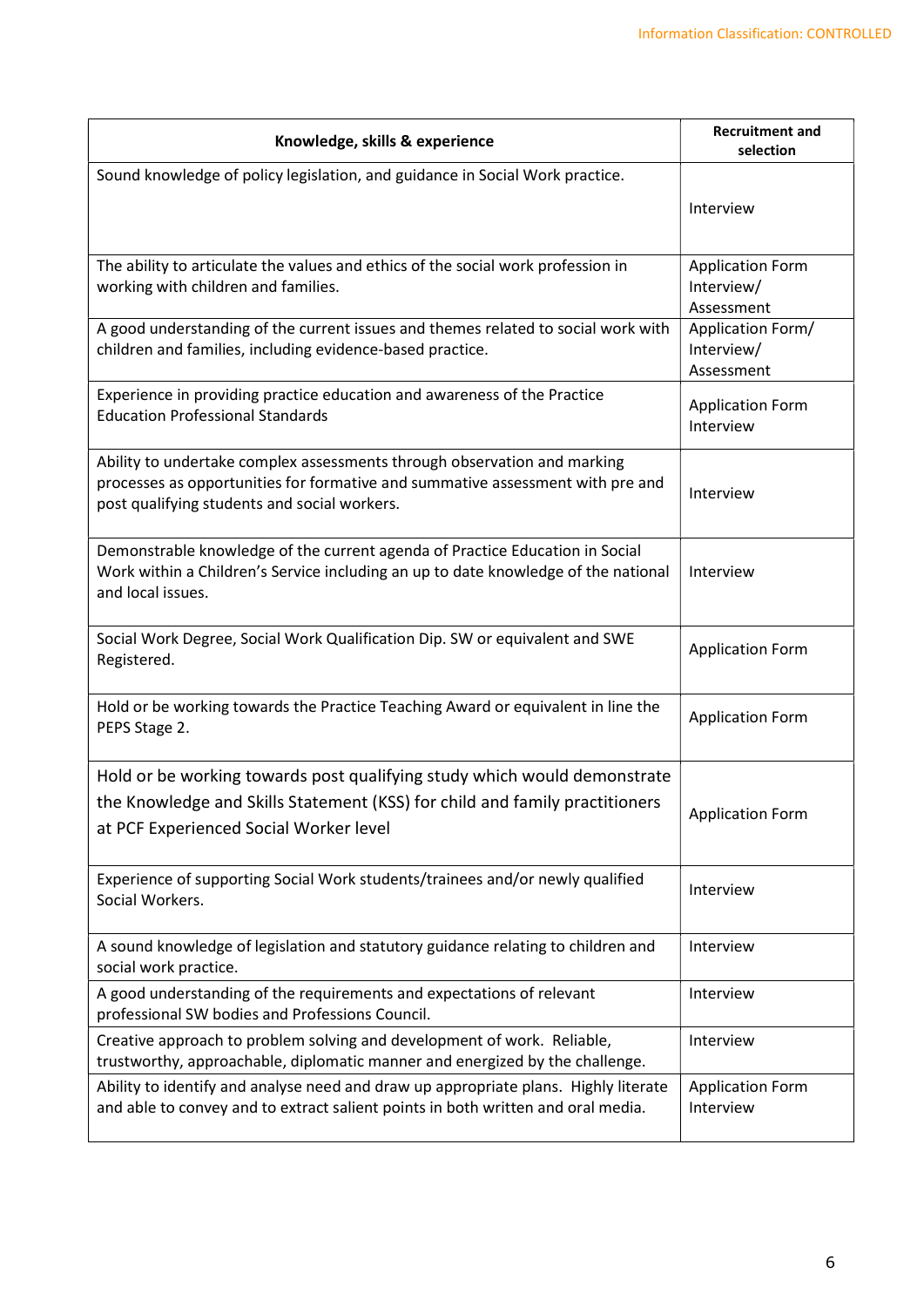| Knowledge, skills & experience | Recruitment and selection |
|---|---|
| Sound knowledge of policy legislation, and guidance in Social Work practice. | Interview |
| The ability to articulate the values and ethics of the social work profession in working with children and families. | Application Form Interview/ Assessment |
| A good understanding of the current issues and themes related to social work with children and families, including evidence-based practice. | Application Form/ Interview/ Assessment |
| Experience in providing practice education and awareness of the Practice Education Professional Standards | Application Form Interview |
| Ability to undertake complex assessments through observation and marking processes as opportunities for formative and summative assessment with pre and post qualifying students and social workers. | Interview |
| Demonstrable knowledge of the current agenda of Practice Education in Social Work within a Children's Service including an up to date knowledge of the national and local issues. | Interview |
| Social Work Degree, Social Work Qualification Dip. SW or equivalent and SWE Registered. | Application Form |
| Hold or be working towards the Practice Teaching Award or equivalent in line the PEPS Stage 2. | Application Form |
| Hold or be working towards post qualifying study which would demonstrate the Knowledge and Skills Statement (KSS) for child and family practitioners at PCF Experienced Social Worker level | Application Form |
| Experience of supporting Social Work students/trainees and/or newly qualified Social Workers. | Interview |
| A sound knowledge of legislation and statutory guidance relating to children and social work practice. | Interview |
| A good understanding of the requirements and expectations of relevant professional SW bodies and Professions Council. | Interview |
| Creative approach to problem solving and development of work. Reliable, trustworthy, approachable, diplomatic manner and energized by the challenge. | Interview |
| Ability to identify and analyse need and draw up appropriate plans. Highly literate and able to convey and to extract salient points in both written and oral media. | Application Form Interview |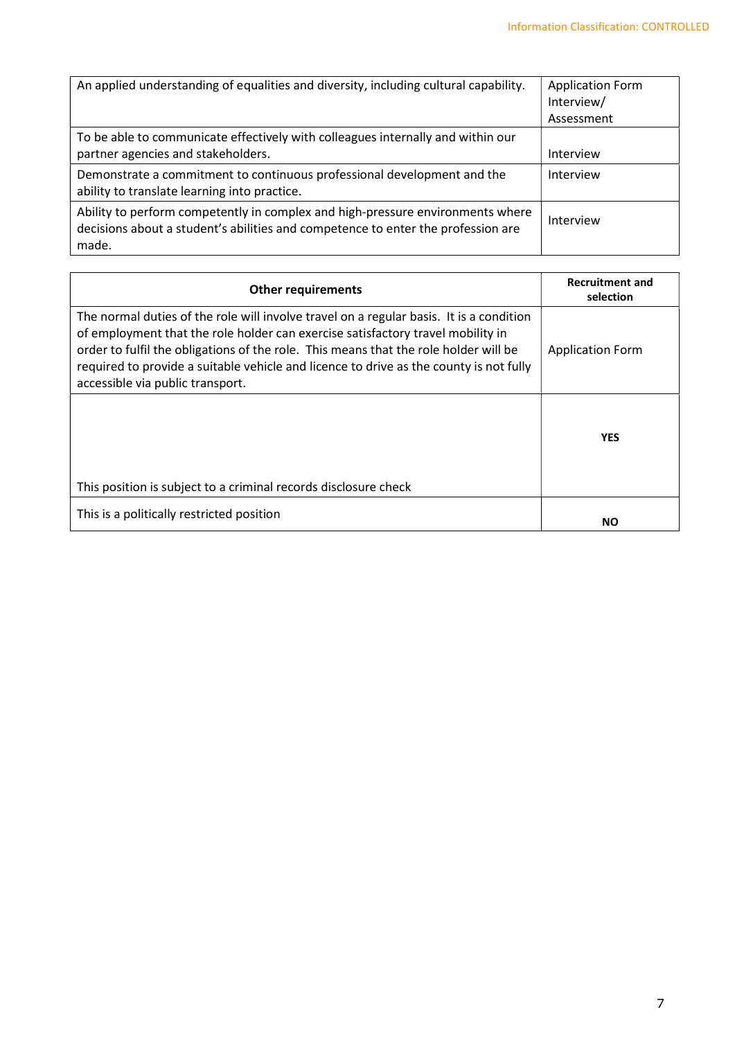| | |
|---|---|
| An applied understanding of equalities and diversity, including cultural capability. | Application Form Interview/ Assessment |
| To be able to communicate effectively with colleagues internally and within our partner agencies and stakeholders. | Interview |
| Demonstrate a commitment to continuous professional development and the ability to translate learning into practice. | Interview |
| Ability to perform competently in complex and high-pressure environments where decisions about a student's abilities and competence to enter the profession are made. | Interview |

| **Other requirements** | **Recruitment and selection** |
|---|---|
| The normal duties of the role will involve travel on a regular basis. It is a condition of employment that the role holder can exercise satisfactory travel mobility in order to fulfil the obligations of the role. This means that the role holder will be required to provide a suitable vehicle and licence to drive as the county is not fully accessible via public transport. | Application Form |
| This position is subject to a criminal records disclosure check | **YES** |
| This is a politically restricted position | **NO** |